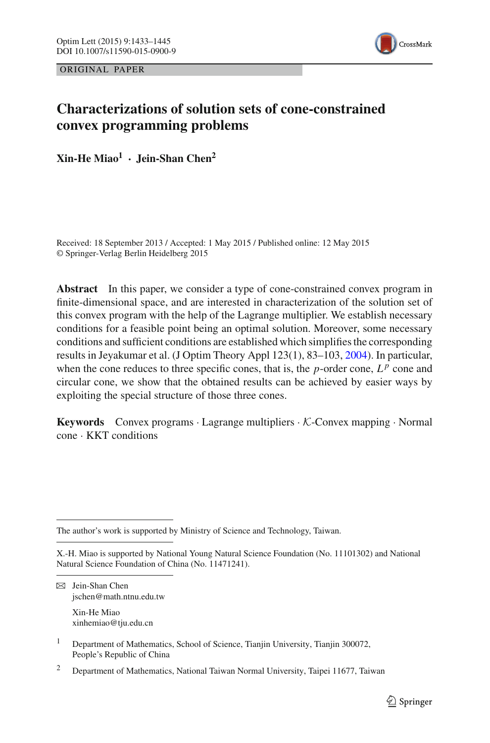ORIGINAL PAPER

# Characterizations of solution sets of cone-constrained convex programming problems

**Xin-He Miao[1] · Jein-Shan Chen[2]**

Received: 18 September 2013 / Accepted: 1 May 2015 / Published online: 12 May 2015
© Springer-Verlag Berlin Heidelberg 2015

**Abstract** In this paper, we consider a type of cone-constrained convex program in finite-dimensional space, and are interested in characterization of the solution set of this convex program with the help of the Lagrange multiplier. We establish necessary conditions for a feasible point being an optimal solution. Moreover, some necessary conditions and sufficient conditions are established which simplifies the corresponding results in Jeyakumar et al. (J Optim Theory Appl 123(1), 83–103, 2004). In particular, when the cone reduces to three specific cones, that is, the $p$-order cone, $L^p$ cone and circular cone, we show that the obtained results can be achieved by easier ways by exploiting the special structure of those three cones.

**Keywords** Convex programs · Lagrange multipliers · $\mathcal{K}$-Convex mapping · Normal cone · KKT conditions

---

The author's work is supported by Ministry of Science and Technology, Taiwan.

---

X.-H. Miao is supported by National Young Natural Science Foundation (No. 11101302) and National Natural Science Foundation of China (No. 11471241).

---

✉ Jein-Shan Chen
jschen@math.ntnu.edu.tw

Xin-He Miao
xinhemiao@tju.edu.cn

[1] Department of Mathematics, School of Science, Tianjin University, Tianjin 300072, People's Republic of China

[2] Department of Mathematics, National Taiwan Normal University, Taipei 11677, Taiwan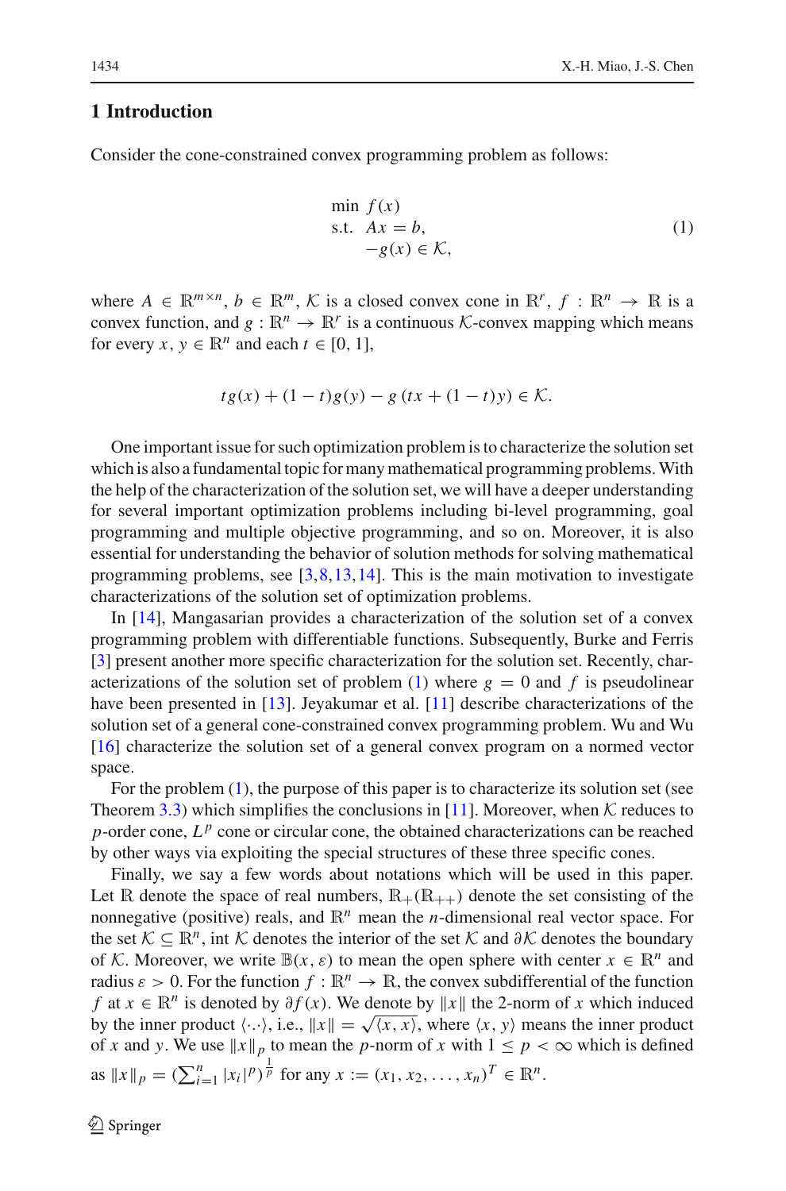## 1 Introduction

Consider the cone-constrained convex programming problem as follows:

$$
\begin{array}{ll}
\min & f(x) \\
\text{s.t.} & Ax = b, \\
& -g(x) \in \mathcal{K},
\end{array} \tag{1}
$$

where $A \in \mathbb{R}^{m \times n}$, $b \in \mathbb{R}^m$, $\mathcal{K}$ is a closed convex cone in $\mathbb{R}^r$, $f : \mathbb{R}^n \to \mathbb{R}$ is a convex function, and $g : \mathbb{R}^n \to \mathbb{R}^r$ is a continuous $\mathcal{K}$-convex mapping which means for every $x, y \in \mathbb{R}^n$ and each $t \in [0, 1]$,

$$
tg(x) + (1-t)g(y) - g(tx + (1-t)y) \in \mathcal{K}.
$$

One important issue for such optimization problem is to characterize the solution set which is also a fundamental topic for many mathematical programming problems. With the help of the characterization of the solution set, we will have a deeper understanding for several important optimization problems including bi-level programming, goal programming and multiple objective programming, and so on. Moreover, it is also essential for understanding the behavior of solution methods for solving mathematical programming problems, see [3,8,13,14]. This is the main motivation to investigate characterizations of the solution set of optimization problems.

In [14], Mangasarian provides a characterization of the solution set of a convex programming problem with differentiable functions. Subsequently, Burke and Ferris [3] present another more specific characterization for the solution set. Recently, characterizations of the solution set of problem (1) where $g = 0$ and $f$ is pseudolinear have been presented in [13]. Jeyakumar et al. [11] describe characterizations of the solution set of a general cone-constrained convex programming problem. Wu and Wu [16] characterize the solution set of a general convex program on a normed vector space.

For the problem (1), the purpose of this paper is to characterize its solution set (see Theorem 3.3) which simplifies the conclusions in [11]. Moreover, when $\mathcal{K}$ reduces to $p$-order cone, $L^p$ cone or circular cone, the obtained characterizations can be reached by other ways via exploiting the special structures of these three specific cones.

Finally, we say a few words about notations which will be used in this paper. Let $\mathbb{R}$ denote the space of real numbers, $\mathbb{R}_+(\mathbb{R}_{++})$ denote the set consisting of the nonnegative (positive) reals, and $\mathbb{R}^n$ mean the $n$-dimensional real vector space. For the set $\mathcal{K} \subseteq \mathbb{R}^n$, int $\mathcal{K}$ denotes the interior of the set $\mathcal{K}$ and $\partial\mathcal{K}$ denotes the boundary of $\mathcal{K}$. Moreover, we write $\mathbb{B}(x, \varepsilon)$ to mean the open sphere with center $x \in \mathbb{R}^n$ and radius $\varepsilon > 0$. For the function $f : \mathbb{R}^n \to \mathbb{R}$, the convex subdifferential of the function $f$ at $x \in \mathbb{R}^n$ is denoted by $\partial f(x)$. We denote by $\|x\|$ the 2-norm of $x$ which induced by the inner product $\langle \cdot, \cdot \rangle$, i.e., $\|x\| = \sqrt{\langle x, x \rangle}$, where $\langle x, y \rangle$ means the inner product of $x$ and $y$. We use $\|x\|_p$ to mean the $p$-norm of $x$ with $1 \leq p < \infty$ which is defined as $\|x\|_p = (\sum_{i=1}^n |x_i|^p)^{\frac{1}{p}}$ for any $x := (x_1, x_2, \ldots, x_n)^T \in \mathbb{R}^n$.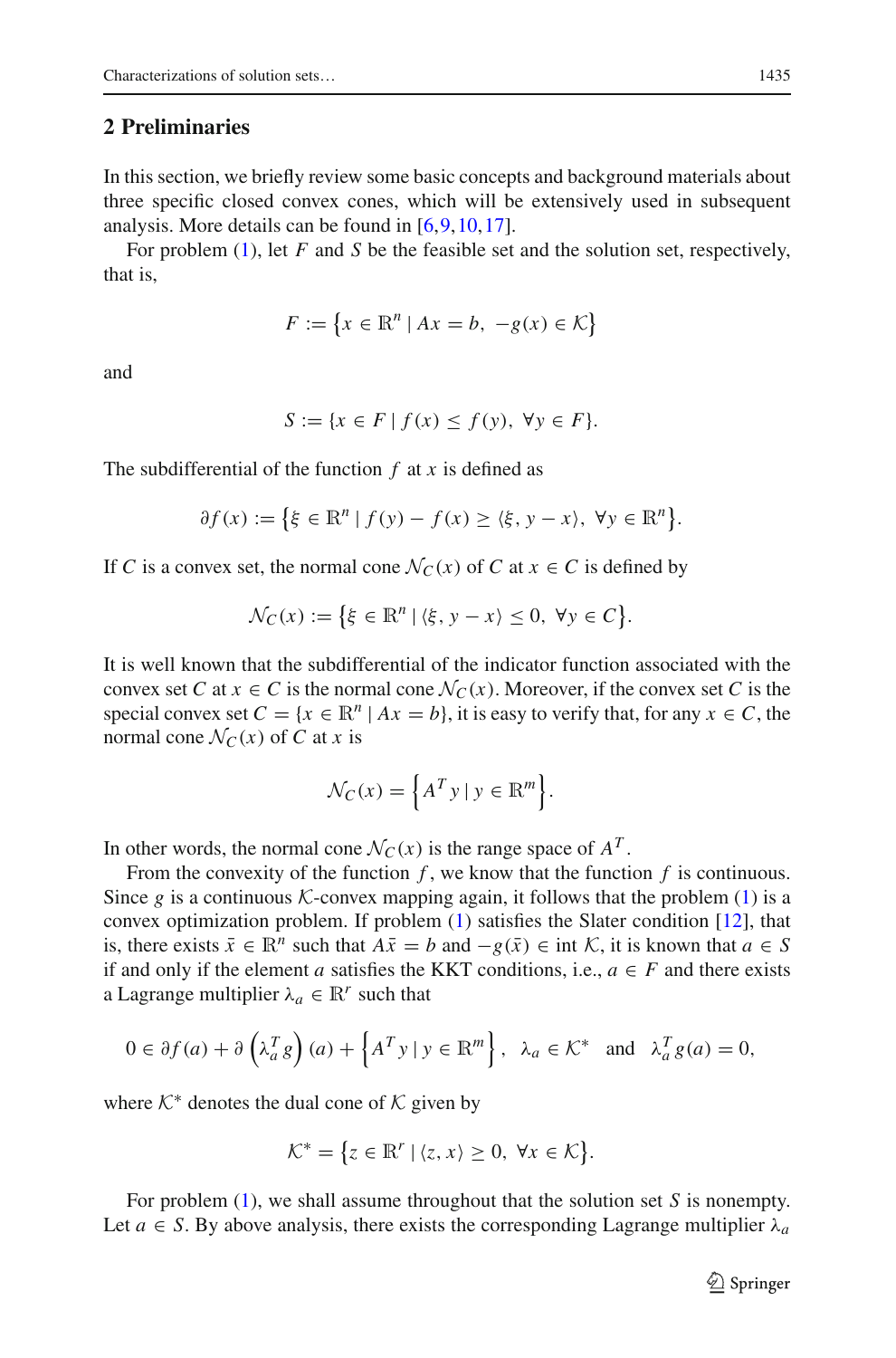## 2 Preliminaries

In this section, we briefly review some basic concepts and background materials about three specific closed convex cones, which will be extensively used in subsequent analysis. More details can be found in [6,9,10,17].

For problem (1), let $F$ and $S$ be the feasible set and the solution set, respectively, that is,

$$F := \left\{ x \in \mathbb{R}^n \mid Ax = b, \ -g(x) \in \mathcal{K} \right\}$$

and

$$S := \{x \in F \mid f(x) \leq f(y), \ \forall y \in F\}.$$

The subdifferential of the function $f$ at $x$ is defined as

$$\partial f(x) := \left\{ \xi \in \mathbb{R}^n \mid f(y) - f(x) \geq \langle \xi, y - x \rangle, \ \forall y \in \mathbb{R}^n \right\}.$$

If $C$ is a convex set, the normal cone $\mathcal{N}_C(x)$ of $C$ at $x \in C$ is defined by

$$\mathcal{N}_C(x) := \left\{ \xi \in \mathbb{R}^n \mid \langle \xi, y - x \rangle \leq 0, \ \forall y \in C \right\}.$$

It is well known that the subdifferential of the indicator function associated with the convex set $C$ at $x \in C$ is the normal cone $\mathcal{N}_C(x)$. Moreover, if the convex set $C$ is the special convex set $C = \{x \in \mathbb{R}^n \mid Ax = b\}$, it is easy to verify that, for any $x \in C$, the normal cone $\mathcal{N}_C(x)$ of $C$ at $x$ is

$$\mathcal{N}_C(x) = \left\{ A^T y \mid y \in \mathbb{R}^m \right\}.$$

In other words, the normal cone $\mathcal{N}_C(x)$ is the range space of $A^T$.

From the convexity of the function $f$, we know that the function $f$ is continuous. Since $g$ is a continuous $\mathcal{K}$-convex mapping again, it follows that the problem (1) is a convex optimization problem. If problem (1) satisfies the Slater condition [12], that is, there exists $\bar{x} \in \mathbb{R}^n$ such that $A\bar{x} = b$ and $-g(\bar{x}) \in \operatorname{int} \mathcal{K}$, it is known that $a \in S$ if and only if the element $a$ satisfies the KKT conditions, i.e., $a \in F$ and there exists a Lagrange multiplier $\lambda_a \in \mathbb{R}^r$ such that

$$0 \in \partial f(a) + \partial \left( \lambda_a^T g \right)(a) + \left\{ A^T y \mid y \in \mathbb{R}^m \right\}, \ \ \lambda_a \in \mathcal{K}^* \ \text{ and } \ \lambda_a^T g(a) = 0,$$

where $\mathcal{K}^*$ denotes the dual cone of $\mathcal{K}$ given by

$$\mathcal{K}^* = \left\{ z \in \mathbb{R}^r \mid \langle z, x \rangle \geq 0, \ \forall x \in \mathcal{K} \right\}.$$

For problem (1), we shall assume throughout that the solution set $S$ is nonempty. Let $a \in S$. By above analysis, there exists the corresponding Lagrange multiplier $\lambda_a$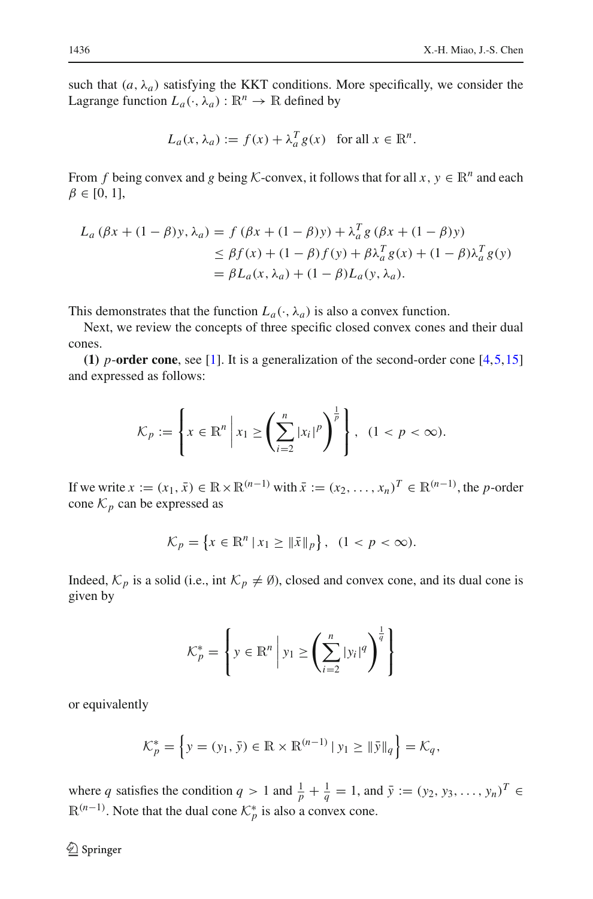such that $(a, \lambda_a)$ satisfying the KKT conditions. More specifically, we consider the Lagrange function $L_a(\cdot, \lambda_a) : \mathbb{R}^n \to \mathbb{R}$ defined by

$$L_a(x, \lambda_a) := f(x) + \lambda_a^T g(x) \quad \text{for all } x \in \mathbb{R}^n.$$

From $f$ being convex and $g$ being $\mathcal{K}$-convex, it follows that for all $x, y \in \mathbb{R}^n$ and each $\beta \in [0, 1]$,

$$\begin{aligned}
L_a(\beta x + (1-\beta)y, \lambda_a) &= f(\beta x + (1-\beta)y) + \lambda_a^T g(\beta x + (1-\beta)y) \\
&\leq \beta f(x) + (1-\beta) f(y) + \beta \lambda_a^T g(x) + (1-\beta)\lambda_a^T g(y) \\
&= \beta L_a(x, \lambda_a) + (1-\beta) L_a(y, \lambda_a).
\end{aligned}$$

This demonstrates that the function $L_a(\cdot, \lambda_a)$ is also a convex function.

Next, we review the concepts of three specific closed convex cones and their dual cones.

**(1)** $p$**-order cone**, see [1]. It is a generalization of the second-order cone [4,5,15] and expressed as follows:

$$\mathcal{K}_p := \left\{ x \in \mathbb{R}^n \,\middle|\, x_1 \geq \left( \sum_{i=2}^n |x_i|^p \right)^{\frac{1}{p}} \right\}, \quad (1 < p < \infty).$$

If we write $x := (x_1, \bar{x}) \in \mathbb{R} \times \mathbb{R}^{(n-1)}$ with $\bar{x} := (x_2, \ldots, x_n)^T \in \mathbb{R}^{(n-1)}$, the $p$-order cone $\mathcal{K}_p$ can be expressed as

$$\mathcal{K}_p = \left\{ x \in \mathbb{R}^n \mid x_1 \geq \|\bar{x}\|_p \right\}, \quad (1 < p < \infty).$$

Indeed, $\mathcal{K}_p$ is a solid (i.e., int $\mathcal{K}_p \neq \emptyset$), closed and convex cone, and its dual cone is given by

$$\mathcal{K}_p^* = \left\{ y \in \mathbb{R}^n \,\middle|\, y_1 \geq \left( \sum_{i=2}^n |y_i|^q \right)^{\frac{1}{q}} \right\}$$

or equivalently

$$\mathcal{K}_p^* = \left\{ y = (y_1, \bar{y}) \in \mathbb{R} \times \mathbb{R}^{(n-1)} \mid y_1 \geq \|\bar{y}\|_q \right\} = \mathcal{K}_q,$$

where $q$ satisfies the condition $q > 1$ and $\frac{1}{p} + \frac{1}{q} = 1$, and $\bar{y} := (y_2, y_3, \ldots, y_n)^T \in \mathbb{R}^{(n-1)}$. Note that the dual cone $\mathcal{K}_p^*$ is also a convex cone.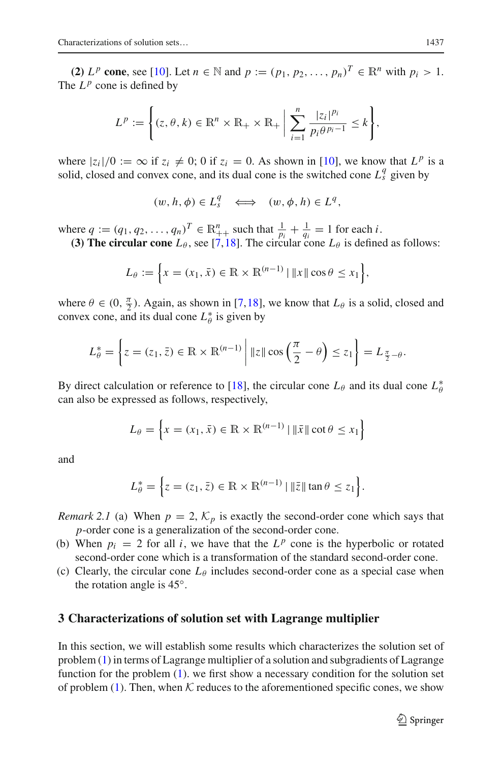**(2)** $L^p$ **cone**, see [10]. Let $n \in \mathbb{N}$ and $p := (p_1, p_2, \ldots, p_n)^T \in \mathbb{R}^n$ with $p_i > 1$. The $L^p$ cone is defined by

$$L^p := \left\{ (z, \theta, k) \in \mathbb{R}^n \times \mathbb{R}_+ \times \mathbb{R}_+ \;\middle|\; \sum_{i=1}^{n} \frac{|z_i|^{p_i}}{p_i \theta^{p_i - 1}} \leq k \right\},$$

where $|z_i|/0 := \infty$ if $z_i \neq 0$; 0 if $z_i = 0$. As shown in [10], we know that $L^p$ is a solid, closed and convex cone, and its dual cone is the switched cone $L^q_s$ given by

$$(w, h, \phi) \in L^q_s \quad \Longleftrightarrow \quad (w, \phi, h) \in L^q,$$

where $q := (q_1, q_2, \ldots, q_n)^T \in \mathbb{R}^n_{++}$ such that $\frac{1}{p_i} + \frac{1}{q_i} = 1$ for each $i$.

**(3) The circular cone** $L_\theta$, see [7,18]. The circular cone $L_\theta$ is defined as follows:

$$L_\theta := \left\{ x = (x_1, \bar{x}) \in \mathbb{R} \times \mathbb{R}^{(n-1)} \mid \|x\| \cos\theta \leq x_1 \right\},$$

where $\theta \in (0, \frac{\pi}{2})$. Again, as shown in [7,18], we know that $L_\theta$ is a solid, closed and convex cone, and its dual cone $L^*_\theta$ is given by

$$L^*_\theta = \left\{ z = (z_1, \bar{z}) \in \mathbb{R} \times \mathbb{R}^{(n-1)} \;\middle|\; \|z\| \cos\left(\frac{\pi}{2} - \theta\right) \leq z_1 \right\} = L_{\frac{\pi}{2} - \theta}.$$

By direct calculation or reference to [18], the circular cone $L_\theta$ and its dual cone $L^*_\theta$ can also be expressed as follows, respectively,

$$L_\theta = \left\{ x = (x_1, \bar{x}) \in \mathbb{R} \times \mathbb{R}^{(n-1)} \mid \|\bar{x}\| \cot\theta \leq x_1 \right\}$$

and

$$L^*_\theta = \left\{ z = (z_1, \bar{z}) \in \mathbb{R} \times \mathbb{R}^{(n-1)} \mid \|\bar{z}\| \tan\theta \leq z_1 \right\}.$$

*Remark 2.1* (a) When $p = 2$, $\mathcal{K}_p$ is exactly the second-order cone which says that $p$-order cone is a generalization of the second-order cone.

(b) When $p_i = 2$ for all $i$, we have that the $L^p$ cone is the hyperbolic or rotated second-order cone which is a transformation of the standard second-order cone.

(c) Clearly, the circular cone $L_\theta$ includes second-order cone as a special case when the rotation angle is 45°.

## 3 Characterizations of solution set with Lagrange multiplier

In this section, we will establish some results which characterizes the solution set of problem (1) in terms of Lagrange multiplier of a solution and subgradients of Lagrange function for the problem (1). we first show a necessary condition for the solution set of problem (1). Then, when $\mathcal{K}$ reduces to the aforementioned specific cones, we show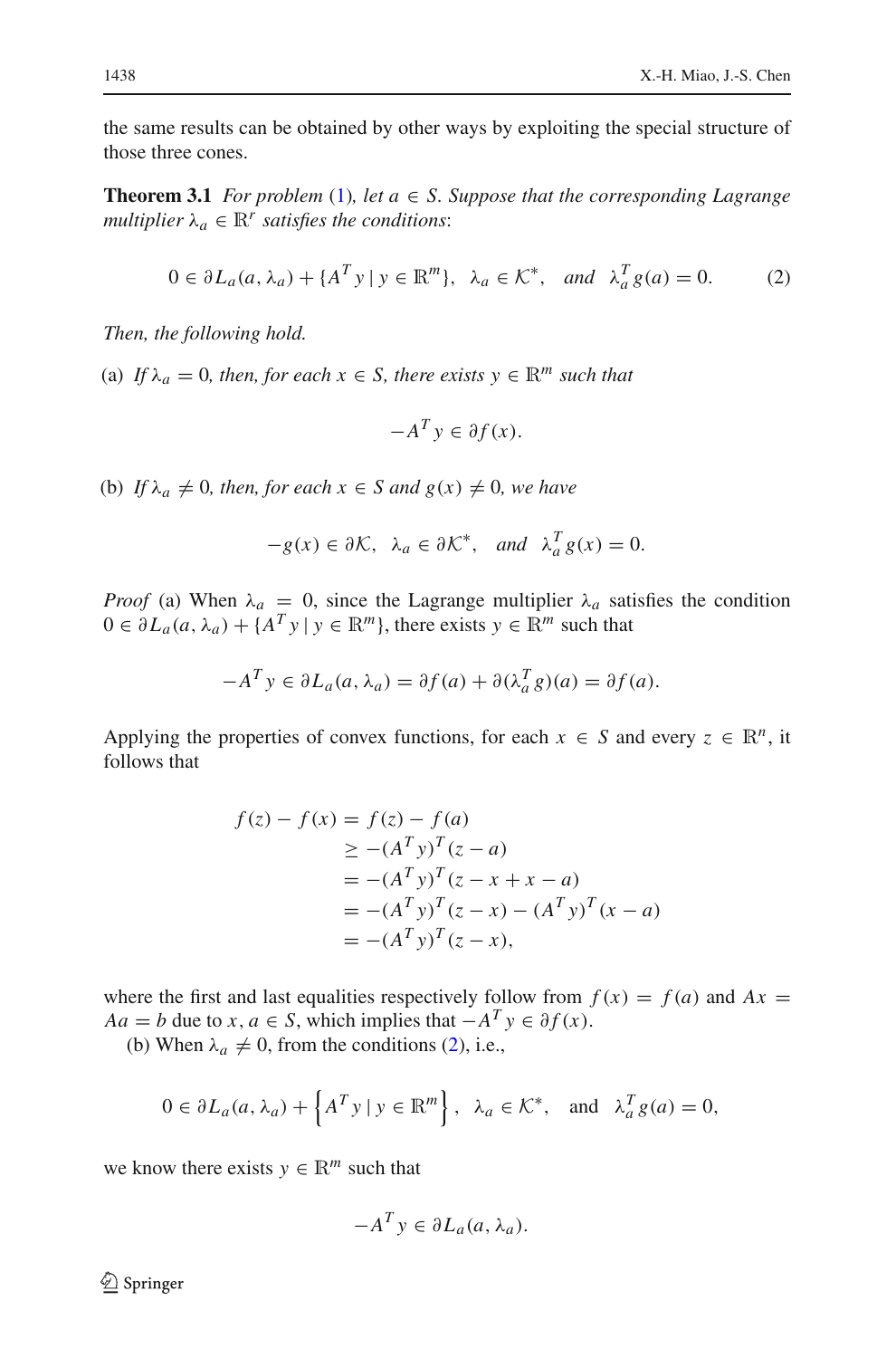the same results can be obtained by other ways by exploiting the special structure of those three cones.

**Theorem 3.1** *For problem* (1)*, let $a \in S$. Suppose that the corresponding Lagrange multiplier $\lambda_a \in \mathbb{R}^r$ satisfies the conditions*:

$$0 \in \partial L_a(a, \lambda_a) + \{A^T y \mid y \in \mathbb{R}^m\}, \quad \lambda_a \in \mathcal{K}^*, \quad \textit{and} \quad \lambda_a^T g(a) = 0. \tag{2}$$

*Then, the following hold.*

(a) *If $\lambda_a = 0$, then, for each $x \in S$, there exists $y \in \mathbb{R}^m$ such that*

$$-A^T y \in \partial f(x).$$

(b) *If $\lambda_a \neq 0$, then, for each $x \in S$ and $g(x) \neq 0$, we have*

$$-g(x) \in \partial \mathcal{K}, \quad \lambda_a \in \partial \mathcal{K}^*, \quad \textit{and} \quad \lambda_a^T g(x) = 0.$$

*Proof* (a) When $\lambda_a = 0$, since the Lagrange multiplier $\lambda_a$ satisfies the condition $0 \in \partial L_a(a, \lambda_a) + \{A^T y \mid y \in \mathbb{R}^m\}$, there exists $y \in \mathbb{R}^m$ such that

$$-A^T y \in \partial L_a(a, \lambda_a) = \partial f(a) + \partial(\lambda_a^T g)(a) = \partial f(a).$$

Applying the properties of convex functions, for each $x \in S$ and every $z \in \mathbb{R}^n$, it follows that

$$\begin{aligned}
f(z) - f(x) &= f(z) - f(a) \\
&\geq -(A^T y)^T (z - a) \\
&= -(A^T y)^T (z - x + x - a) \\
&= -(A^T y)^T (z - x) - (A^T y)^T (x - a) \\
&= -(A^T y)^T (z - x),
\end{aligned}$$

where the first and last equalities respectively follow from $f(x) = f(a)$ and $Ax = Aa = b$ due to $x, a \in S$, which implies that $-A^T y \in \partial f(x)$.

(b) When $\lambda_a \neq 0$, from the conditions (2), i.e.,

$$0 \in \partial L_a(a, \lambda_a) + \left\{A^T y \mid y \in \mathbb{R}^m\right\}, \quad \lambda_a \in \mathcal{K}^*, \quad \text{and} \quad \lambda_a^T g(a) = 0,$$

we know there exists $y \in \mathbb{R}^m$ such that

$$-A^T y \in \partial L_a(a, \lambda_a).$$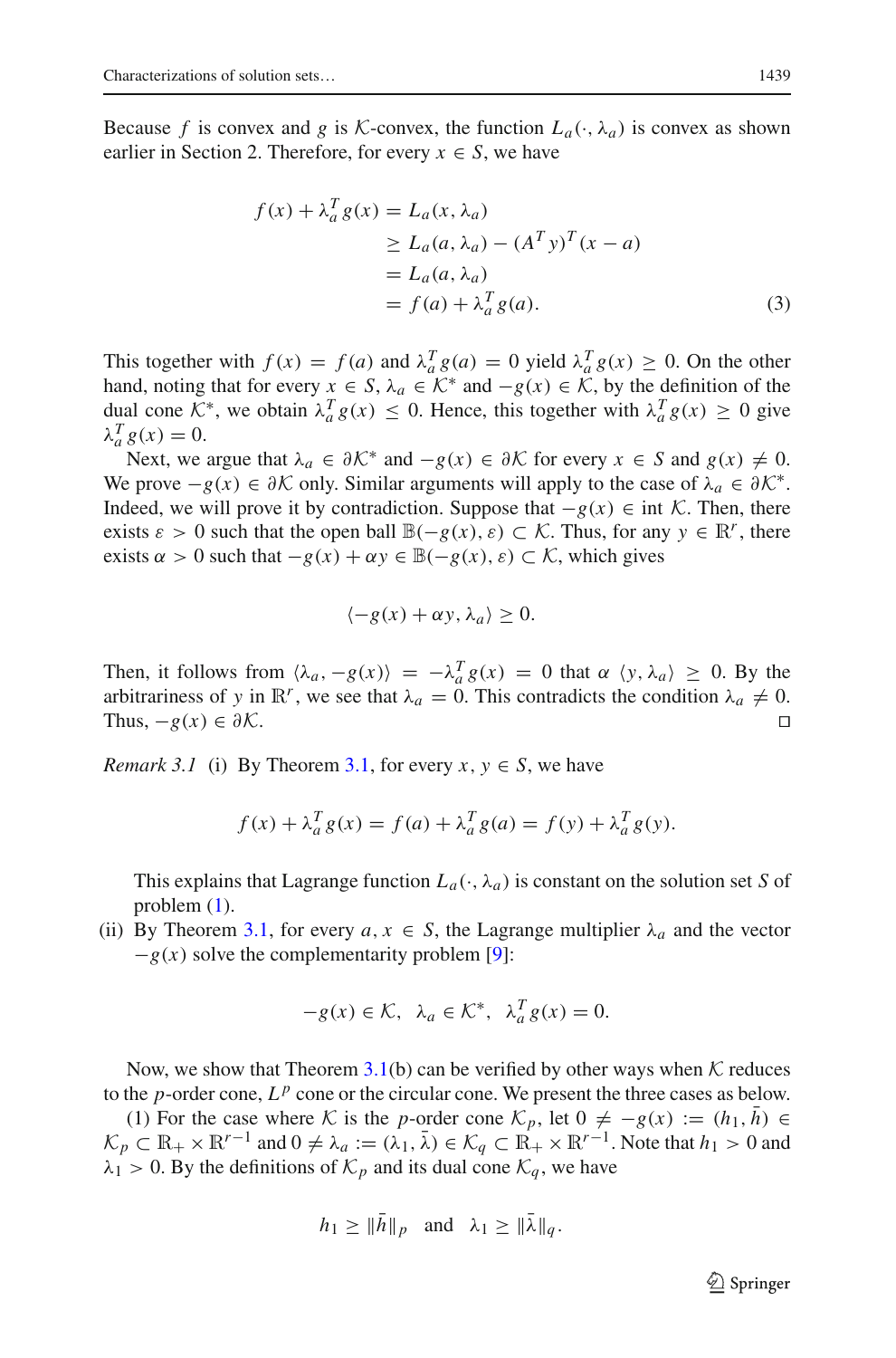Because $f$ is convex and $g$ is $\mathcal{K}$-convex, the function $L_a(\cdot, \lambda_a)$ is convex as shown earlier in Section 2. Therefore, for every $x \in S$, we have

$$
\begin{aligned}
f(x) + \lambda_a^T g(x) &= L_a(x, \lambda_a) \\
&\geq L_a(a, \lambda_a) - (A^T y)^T (x - a) \\
&= L_a(a, \lambda_a) \\
&= f(a) + \lambda_a^T g(a).
\end{aligned} \tag{3}
$$

This together with $f(x) = f(a)$ and $\lambda_a^T g(a) = 0$ yield $\lambda_a^T g(x) \geq 0$. On the other hand, noting that for every $x \in S$, $\lambda_a \in \mathcal{K}^*$ and $-g(x) \in \mathcal{K}$, by the definition of the dual cone $\mathcal{K}^*$, we obtain $\lambda_a^T g(x) \leq 0$. Hence, this together with $\lambda_a^T g(x) \geq 0$ give $\lambda_a^T g(x) = 0$.

Next, we argue that $\lambda_a \in \partial \mathcal{K}^*$ and $-g(x) \in \partial \mathcal{K}$ for every $x \in S$ and $g(x) \neq 0$. We prove $-g(x) \in \partial \mathcal{K}$ only. Similar arguments will apply to the case of $\lambda_a \in \partial \mathcal{K}^*$. Indeed, we will prove it by contradiction. Suppose that $-g(x) \in \operatorname{int} \mathcal{K}$. Then, there exists $\varepsilon > 0$ such that the open ball $\mathbb{B}(-g(x), \varepsilon) \subset \mathcal{K}$. Thus, for any $y \in \mathbb{R}^r$, there exists $\alpha > 0$ such that $-g(x) + \alpha y \in \mathbb{B}(-g(x), \varepsilon) \subset \mathcal{K}$, which gives

$$
\langle -g(x) + \alpha y, \lambda_a \rangle \geq 0.
$$

Then, it follows from $\langle \lambda_a, -g(x) \rangle = -\lambda_a^T g(x) = 0$ that $\alpha \langle y, \lambda_a \rangle \geq 0$. By the arbitrariness of $y$ in $\mathbb{R}^r$, we see that $\lambda_a = 0$. This contradicts the condition $\lambda_a \neq 0$. Thus, $-g(x) \in \partial \mathcal{K}$. $\square$

*Remark 3.1* (i) By Theorem 3.1, for every $x, y \in S$, we have

$$
f(x) + \lambda_a^T g(x) = f(a) + \lambda_a^T g(a) = f(y) + \lambda_a^T g(y).
$$

This explains that Lagrange function $L_a(\cdot, \lambda_a)$ is constant on the solution set $S$ of problem (1).

(ii) By Theorem 3.1, for every $a, x \in S$, the Lagrange multiplier $\lambda_a$ and the vector $-g(x)$ solve the complementarity problem [9]:

$$
-g(x) \in \mathcal{K}, \quad \lambda_a \in \mathcal{K}^*, \quad \lambda_a^T g(x) = 0.
$$

Now, we show that Theorem 3.1(b) can be verified by other ways when $\mathcal{K}$ reduces to the $p$-order cone, $L^p$ cone or the circular cone. We present the three cases as below.

(1) For the case where $\mathcal{K}$ is the $p$-order cone $\mathcal{K}_p$, let $0 \neq -g(x) := (h_1, \bar{h}) \in \mathcal{K}_p \subset \mathbb{R}_+ \times \mathbb{R}^{r-1}$ and $0 \neq \lambda_a := (\lambda_1, \bar{\lambda}) \in \mathcal{K}_q \subset \mathbb{R}_+ \times \mathbb{R}^{r-1}$. Note that $h_1 > 0$ and $\lambda_1 > 0$. By the definitions of $\mathcal{K}_p$ and its dual cone $\mathcal{K}_q$, we have

$$
h_1 \geq \|\bar{h}\|_p \quad \text{and} \quad \lambda_1 \geq \|\bar{\lambda}\|_q.
$$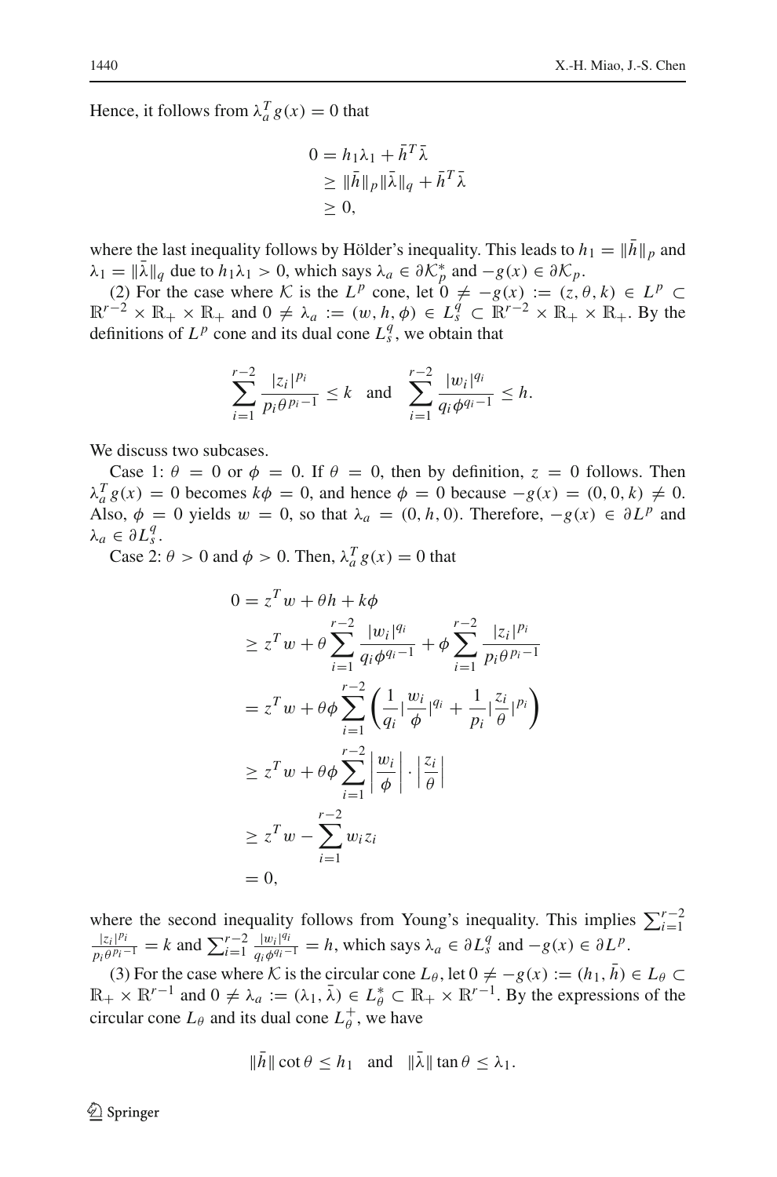Hence, it follows from $\lambda_a^T g(x) = 0$ that

$$
\begin{aligned}
0 &= h_1\lambda_1 + \bar{h}^T\bar{\lambda} \\
&\geq \|\bar{h}\|_p\|\bar{\lambda}\|_q + \bar{h}^T\bar{\lambda} \\
&\geq 0,
\end{aligned}
$$

where the last inequality follows by Hölder's inequality. This leads to $h_1 = \|\bar{h}\|_p$ and $\lambda_1 = \|\bar{\lambda}\|_q$ due to $h_1\lambda_1 > 0$, which says $\lambda_a \in \partial\mathcal{K}_p^*$ and $-g(x) \in \partial\mathcal{K}_p$.

(2) For the case where $\mathcal{K}$ is the $L^p$ cone, let $0 \neq -g(x) := (z, \theta, k) \in L^p \subset \mathbb{R}^{r-2} \times \mathbb{R}_+ \times \mathbb{R}_+$ and $0 \neq \lambda_a := (w, h, \phi) \in L_s^q \subset \mathbb{R}^{r-2} \times \mathbb{R}_+ \times \mathbb{R}_+$. By the definitions of $L^p$ cone and its dual cone $L_s^q$, we obtain that

$$
\sum_{i=1}^{r-2} \frac{|z_i|^{p_i}}{p_i\theta^{p_i-1}} \leq k \quad \text{and} \quad \sum_{i=1}^{r-2} \frac{|w_i|^{q_i}}{q_i\phi^{q_i-1}} \leq h.
$$

We discuss two subcases.

Case 1: $\theta = 0$ or $\phi = 0$. If $\theta = 0$, then by definition, $z = 0$ follows. Then $\lambda_a^T g(x) = 0$ becomes $k\phi = 0$, and hence $\phi = 0$ because $-g(x) = (0, 0, k) \neq 0$. Also, $\phi = 0$ yields $w = 0$, so that $\lambda_a = (0, h, 0)$. Therefore, $-g(x) \in \partial L^p$ and $\lambda_a \in \partial L_s^q$.

Case 2: $\theta > 0$ and $\phi > 0$. Then, $\lambda_a^T g(x) = 0$ that

$$
\begin{aligned}
0 &= z^T w + \theta h + k\phi \\
&\geq z^T w + \theta \sum_{i=1}^{r-2} \frac{|w_i|^{q_i}}{q_i\phi^{q_i-1}} + \phi \sum_{i=1}^{r-2} \frac{|z_i|^{p_i}}{p_i\theta^{p_i-1}} \\
&= z^T w + \theta\phi \sum_{i=1}^{r-2} \left( \frac{1}{q_i} |\frac{w_i}{\phi}|^{q_i} + \frac{1}{p_i} |\frac{z_i}{\theta}|^{p_i} \right) \\
&\geq z^T w + \theta\phi \sum_{i=1}^{r-2} \left|\frac{w_i}{\phi}\right| \cdot \left|\frac{z_i}{\theta}\right| \\
&\geq z^T w - \sum_{i=1}^{r-2} w_i z_i \\
&= 0,
\end{aligned}
$$

where the second inequality follows from Young's inequality. This implies $\sum_{i=1}^{r-2} \frac{|z_i|^{p_i}}{p_i\theta^{p_i-1}} = k$ and $\sum_{i=1}^{r-2} \frac{|w_i|^{q_i}}{q_i\phi^{q_i-1}} = h$, which says $\lambda_a \in \partial L_s^q$ and $-g(x) \in \partial L^p$.

(3) For the case where $\mathcal{K}$ is the circular cone $L_\theta$, let $0 \neq -g(x) := (h_1, \bar{h}) \in L_\theta \subset \mathbb{R}_+ \times \mathbb{R}^{r-1}$ and $0 \neq \lambda_a := (\lambda_1, \bar{\lambda}) \in L_\theta^* \subset \mathbb{R}_+ \times \mathbb{R}^{r-1}$. By the expressions of the circular cone $L_\theta$ and its dual cone $L_\theta^+$, we have

$$
\|\bar{h}\| \cot\theta \leq h_1 \quad \text{and} \quad \|\bar{\lambda}\| \tan\theta \leq \lambda_1.
$$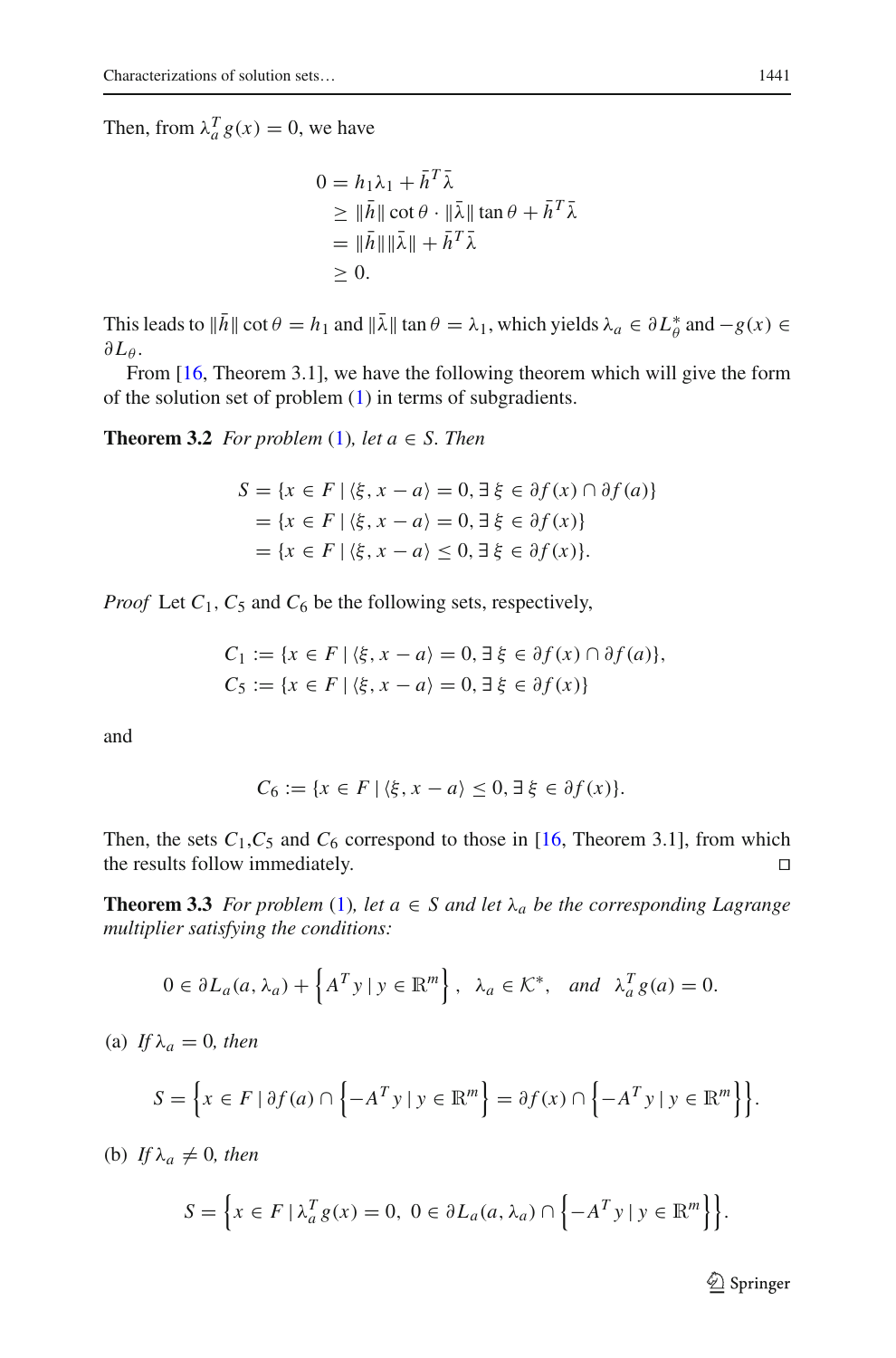Then, from $\lambda_a^T g(x) = 0$, we have

$$
\begin{aligned}
0 &= h_1 \lambda_1 + \bar{h}^T \bar{\lambda} \\
&\geq \|\bar{h}\| \cot\theta \cdot \|\bar{\lambda}\| \tan\theta + \bar{h}^T \bar{\lambda} \\
&= \|\bar{h}\| \|\bar{\lambda}\| + \bar{h}^T \bar{\lambda} \\
&\geq 0.
\end{aligned}
$$

This leads to $\|\bar{h}\| \cot\theta = h_1$ and $\|\bar{\lambda}\| \tan\theta = \lambda_1$, which yields $\lambda_a \in \partial L_\theta^*$ and $-g(x) \in \partial L_\theta$.

From [16, Theorem 3.1], we have the following theorem which will give the form of the solution set of problem (1) in terms of subgradients.

**Theorem 3.2** *For problem* (1)*, let $a \in S$. Then*

$$
\begin{aligned}
S &= \{x \in F \mid \langle \xi, x - a \rangle = 0, \exists\, \xi \in \partial f(x) \cap \partial f(a)\} \\
&= \{x \in F \mid \langle \xi, x - a \rangle = 0, \exists\, \xi \in \partial f(x)\} \\
&= \{x \in F \mid \langle \xi, x - a \rangle \leq 0, \exists\, \xi \in \partial f(x)\}.
\end{aligned}
$$

*Proof* Let $C_1$, $C_5$ and $C_6$ be the following sets, respectively,

$$
\begin{aligned}
C_1 &:= \{x \in F \mid \langle \xi, x - a \rangle = 0, \exists\, \xi \in \partial f(x) \cap \partial f(a)\}, \\
C_5 &:= \{x \in F \mid \langle \xi, x - a \rangle = 0, \exists\, \xi \in \partial f(x)\}
\end{aligned}
$$

and

$$
C_6 := \{x \in F \mid \langle \xi, x - a \rangle \leq 0, \exists\, \xi \in \partial f(x)\}.
$$

Then, the sets $C_1$,$C_5$ and $C_6$ correspond to those in [16, Theorem 3.1], from which the results follow immediately. □

**Theorem 3.3** *For problem* (1)*, let $a \in S$ and let $\lambda_a$ be the corresponding Lagrange multiplier satisfying the conditions:*

$$
0 \in \partial L_a(a, \lambda_a) + \left\{ A^T y \mid y \in \mathbb{R}^m \right\}, \quad \lambda_a \in \mathcal{K}^*, \quad \text{and} \quad \lambda_a^T g(a) = 0.
$$

(a) *If $\lambda_a = 0$, then*

$$
S = \left\{ x \in F \mid \partial f(a) \cap \left\{ -A^T y \mid y \in \mathbb{R}^m \right\} = \partial f(x) \cap \left\{ -A^T y \mid y \in \mathbb{R}^m \right\} \right\}.
$$

(b) *If $\lambda_a \neq 0$, then*

$$
S = \left\{ x \in F \mid \lambda_a^T g(x) = 0,\ 0 \in \partial L_a(a, \lambda_a) \cap \left\{ -A^T y \mid y \in \mathbb{R}^m \right\} \right\}.
$$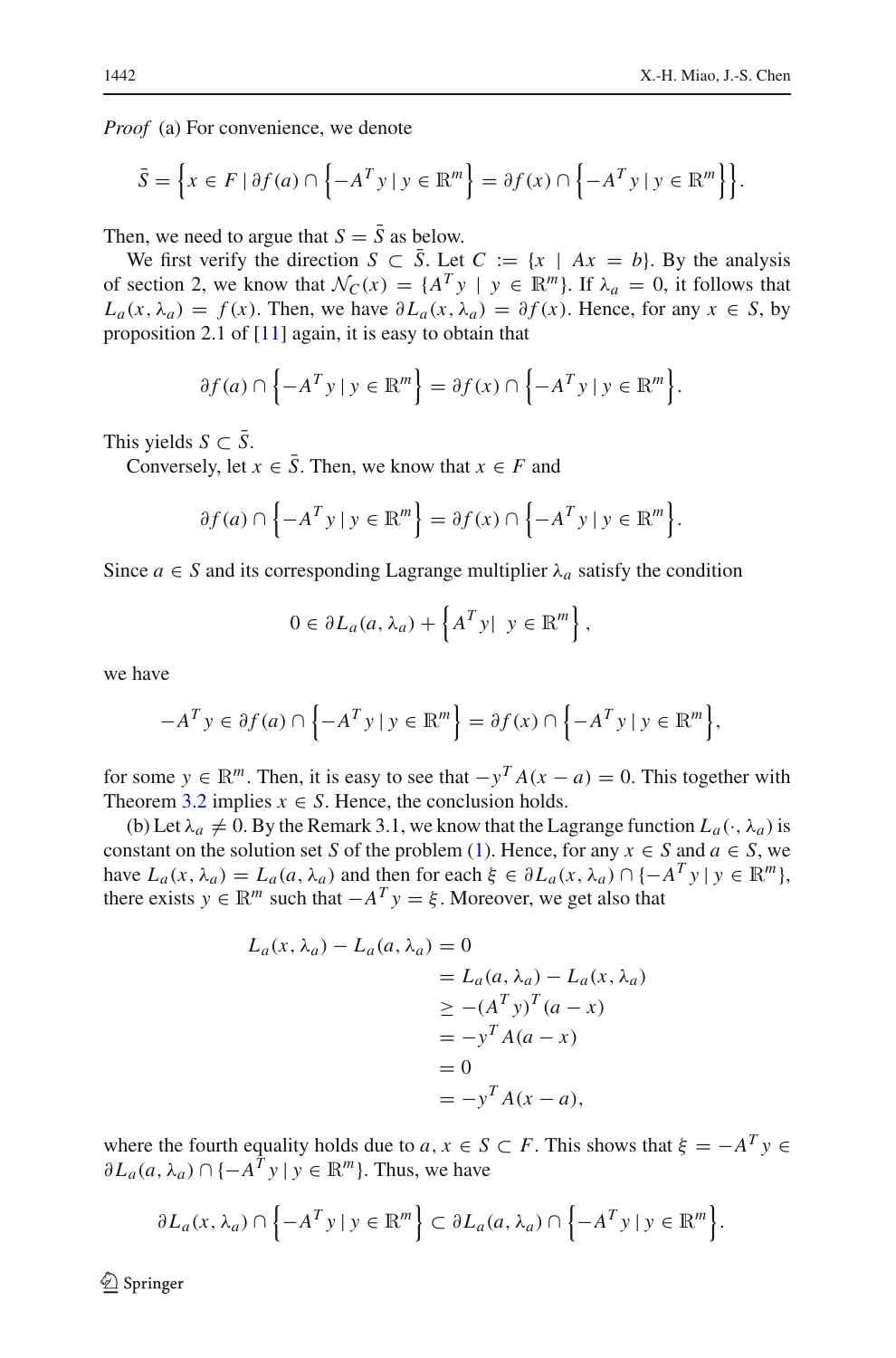*Proof* (a) For convenience, we denote

$$\bar{S} = \left\{ x \in F \mid \partial f(a) \cap \left\{ -A^T y \mid y \in \mathbb{R}^m \right\} = \partial f(x) \cap \left\{ -A^T y \mid y \in \mathbb{R}^m \right\} \right\}.$$

Then, we need to argue that $S = \bar{S}$ as below.

We first verify the direction $S \subset \bar{S}$. Let $C := \{x \mid Ax = b\}$. By the analysis of section 2, we know that $\mathcal{N}_C(x) = \{A^T y \mid y \in \mathbb{R}^m\}$. If $\lambda_a = 0$, it follows that $L_a(x, \lambda_a) = f(x)$. Then, we have $\partial L_a(x, \lambda_a) = \partial f(x)$. Hence, for any $x \in S$, by proposition 2.1 of [11] again, it is easy to obtain that

$$\partial f(a) \cap \left\{ -A^T y \mid y \in \mathbb{R}^m \right\} = \partial f(x) \cap \left\{ -A^T y \mid y \in \mathbb{R}^m \right\}.$$

This yields $S \subset \bar{S}$.

Conversely, let $x \in \bar{S}$. Then, we know that $x \in F$ and

$$\partial f(a) \cap \left\{ -A^T y \mid y \in \mathbb{R}^m \right\} = \partial f(x) \cap \left\{ -A^T y \mid y \in \mathbb{R}^m \right\}.$$

Since $a \in S$ and its corresponding Lagrange multiplier $\lambda_a$ satisfy the condition

$$0 \in \partial L_a(a, \lambda_a) + \left\{ A^T y \mid \ y \in \mathbb{R}^m \right\},$$

we have

$$-A^T y \in \partial f(a) \cap \left\{ -A^T y \mid y \in \mathbb{R}^m \right\} = \partial f(x) \cap \left\{ -A^T y \mid y \in \mathbb{R}^m \right\},$$

for some $y \in \mathbb{R}^m$. Then, it is easy to see that $-y^T A(x - a) = 0$. This together with Theorem 3.2 implies $x \in S$. Hence, the conclusion holds.

(b) Let $\lambda_a \neq 0$. By the Remark 3.1, we know that the Lagrange function $L_a(\cdot, \lambda_a)$ is constant on the solution set $S$ of the problem (1). Hence, for any $x \in S$ and $a \in S$, we have $L_a(x, \lambda_a) = L_a(a, \lambda_a)$ and then for each $\xi \in \partial L_a(x, \lambda_a) \cap \{-A^T y \mid y \in \mathbb{R}^m\}$, there exists $y \in \mathbb{R}^m$ such that $-A^T y = \xi$. Moreover, we get also that

$$\begin{aligned}
L_a(x, \lambda_a) - L_a(a, \lambda_a) &= 0 \\
&= L_a(a, \lambda_a) - L_a(x, \lambda_a) \\
&\geq -(A^T y)^T (a - x) \\
&= -y^T A(a - x) \\
&= 0 \\
&= -y^T A(x - a),
\end{aligned}$$

where the fourth equality holds due to $a, x \in S \subset F$. This shows that $\xi = -A^T y \in \partial L_a(a, \lambda_a) \cap \{-A^T y \mid y \in \mathbb{R}^m\}$. Thus, we have

$$\partial L_a(x, \lambda_a) \cap \left\{ -A^T y \mid y \in \mathbb{R}^m \right\} \subset \partial L_a(a, \lambda_a) \cap \left\{ -A^T y \mid y \in \mathbb{R}^m \right\}.$$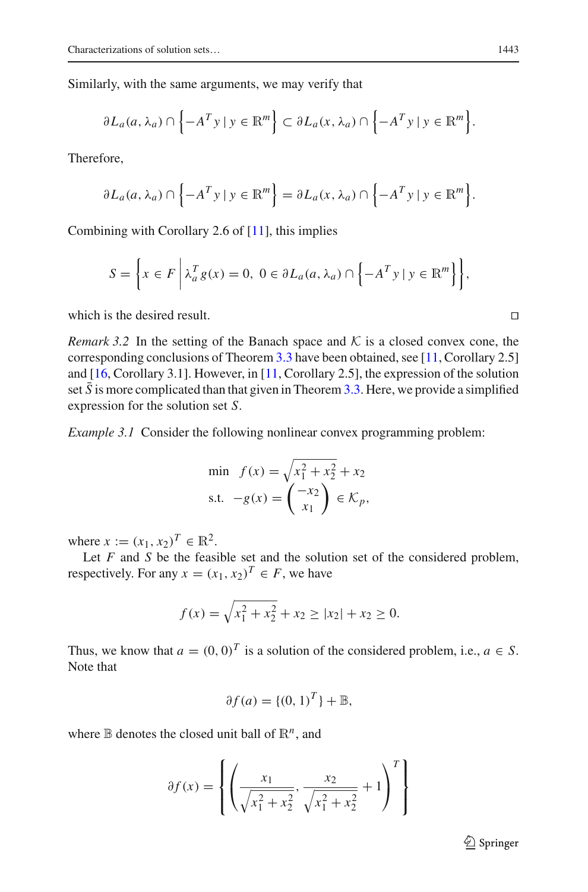Similarly, with the same arguments, we may verify that

$$\partial L_a(a, \lambda_a) \cap \left\{-A^T y \mid y \in \mathbb{R}^m\right\} \subset \partial L_a(x, \lambda_a) \cap \left\{-A^T y \mid y \in \mathbb{R}^m\right\}.$$

Therefore,

$$\partial L_a(a, \lambda_a) \cap \left\{-A^T y \mid y \in \mathbb{R}^m\right\} = \partial L_a(x, \lambda_a) \cap \left\{-A^T y \mid y \in \mathbb{R}^m\right\}.$$

Combining with Corollary 2.6 of [11], this implies

$$S = \left\{x \in F \;\middle|\; \lambda_a^T g(x) = 0,\ 0 \in \partial L_a(a, \lambda_a) \cap \left\{-A^T y \mid y \in \mathbb{R}^m\right\}\right\},$$

which is the desired result. □

*Remark 3.2* In the setting of the Banach space and $\mathcal{K}$ is a closed convex cone, the corresponding conclusions of Theorem 3.3 have been obtained, see [11, Corollary 2.5] and [16, Corollary 3.1]. However, in [11, Corollary 2.5], the expression of the solution set $\bar{S}$ is more complicated than that given in Theorem 3.3. Here, we provide a simplified expression for the solution set $S$.

*Example 3.1* Consider the following nonlinear convex programming problem:

$$\begin{aligned} \min \quad & f(x) = \sqrt{x_1^2 + x_2^2} + x_2 \\ \text{s.t.} \quad & -g(x) = \begin{pmatrix} -x_2 \\ x_1 \end{pmatrix} \in \mathcal{K}_p, \end{aligned}$$

where $x := (x_1, x_2)^T \in \mathbb{R}^2$.

Let $F$ and $S$ be the feasible set and the solution set of the considered problem, respectively. For any $x = (x_1, x_2)^T \in F$, we have

$$f(x) = \sqrt{x_1^2 + x_2^2} + x_2 \geq |x_2| + x_2 \geq 0.$$

Thus, we know that $a = (0, 0)^T$ is a solution of the considered problem, i.e., $a \in S$. Note that

$$\partial f(a) = \{(0, 1)^T\} + \mathbb{B},$$

where $\mathbb{B}$ denotes the closed unit ball of $\mathbb{R}^n$, and

$$\partial f(x) = \left\{\left(\frac{x_1}{\sqrt{x_1^2 + x_2^2}}, \frac{x_2}{\sqrt{x_1^2 + x_2^2}} + 1\right)^T\right\}$$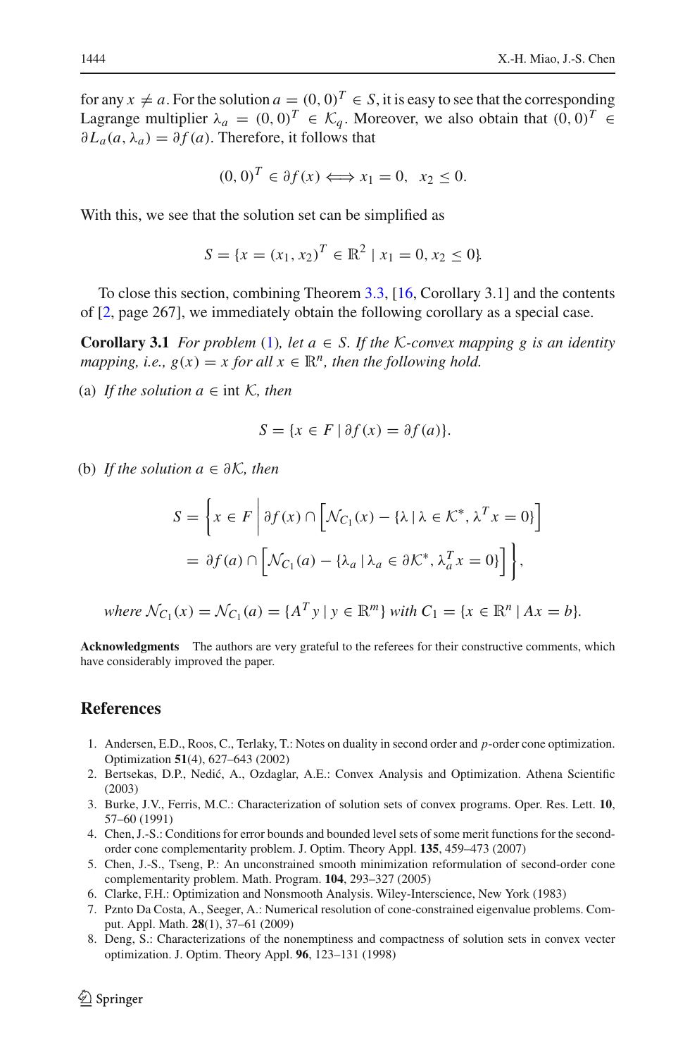for any $x \neq a$. For the solution $a = (0, 0)^T \in S$, it is easy to see that the corresponding Lagrange multiplier $\lambda_a = (0, 0)^T \in \mathcal{K}_q$. Moreover, we also obtain that $(0, 0)^T \in \partial L_a(a, \lambda_a) = \partial f(a)$. Therefore, it follows that

$$(0, 0)^T \in \partial f(x) \Longleftrightarrow x_1 = 0, \quad x_2 \leq 0.$$

With this, we see that the solution set can be simplified as

$$S = \{x = (x_1, x_2)^T \in \mathbb{R}^2 \mid x_1 = 0, x_2 \leq 0\}.$$

To close this section, combining Theorem 3.3, [16, Corollary 3.1] and the contents of [2, page 267], we immediately obtain the following corollary as a special case.

**Corollary 3.1** *For problem (1), let $a \in S$. If the $\mathcal{K}$-convex mapping $g$ is an identity mapping, i.e., $g(x) = x$ for all $x \in \mathbb{R}^n$, then the following hold.*

(a) *If the solution $a \in \operatorname{int} \mathcal{K}$, then*

$$S = \{x \in F \mid \partial f(x) = \partial f(a)\}.$$

(b) *If the solution $a \in \partial \mathcal{K}$, then*

$$\begin{aligned} S &= \left\{ x \in F \,\middle|\, \partial f(x) \cap \left[ \mathcal{N}_{C_1}(x) - \{\lambda \mid \lambda \in \mathcal{K}^*, \lambda^T x = 0\} \right] \right. \\ &\quad \left. = \partial f(a) \cap \left[ \mathcal{N}_{C_1}(a) - \{\lambda_a \mid \lambda_a \in \partial \mathcal{K}^*, \lambda_a^T x = 0\} \right] \right\}, \end{aligned}$$

*where $\mathcal{N}_{C_1}(x) = \mathcal{N}_{C_1}(a) = \{A^T y \mid y \in \mathbb{R}^m\}$ with $C_1 = \{x \in \mathbb{R}^n \mid Ax = b\}$.*

**Acknowledgments** The authors are very grateful to the referees for their constructive comments, which have considerably improved the paper.

## References

1. Andersen, E.D., Roos, C., Terlaky, T.: Notes on duality in second order and $p$-order cone optimization. Optimization **51**(4), 627–643 (2002)
2. Bertsekas, D.P., Nedić, A., Ozdaglar, A.E.: Convex Analysis and Optimization. Athena Scientific (2003)
3. Burke, J.V., Ferris, M.C.: Characterization of solution sets of convex programs. Oper. Res. Lett. **10**, 57–60 (1991)
4. Chen, J.-S.: Conditions for error bounds and bounded level sets of some merit functions for the second-order cone complementarity problem. J. Optim. Theory Appl. **135**, 459–473 (2007)
5. Chen, J.-S., Tseng, P.: An unconstrained smooth minimization reformulation of second-order cone complementarity problem. Math. Program. **104**, 293–327 (2005)
6. Clarke, F.H.: Optimization and Nonsmooth Analysis. Wiley-Interscience, New York (1983)
7. Pznto Da Costa, A., Seeger, A.: Numerical resolution of cone-constrained eigenvalue problems. Comput. Appl. Math. **28**(1), 37–61 (2009)
8. Deng, S.: Characterizations of the nonemptiness and compactness of solution sets in convex vecter optimization. J. Optim. Theory Appl. **96**, 123–131 (1998)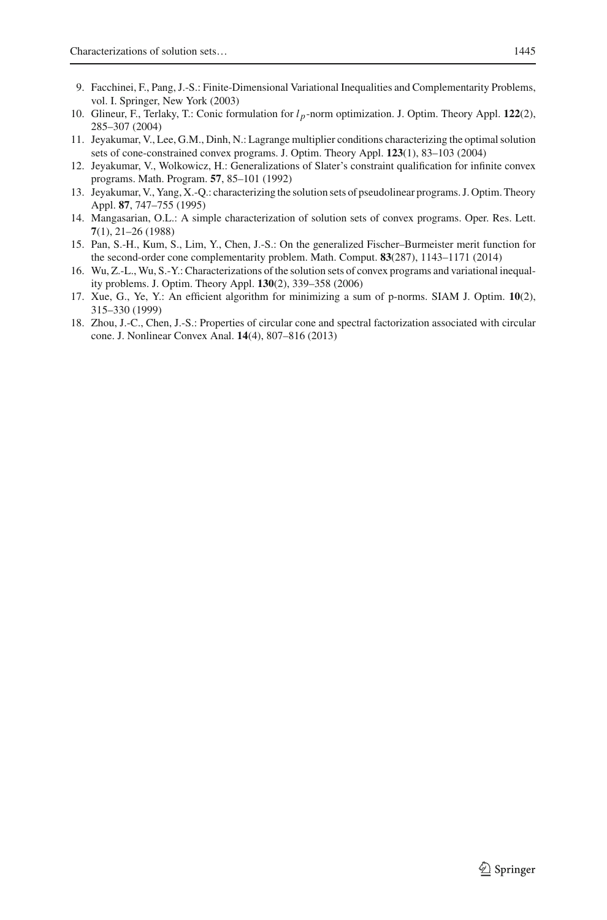9. Facchinei, F., Pang, J.-S.: Finite-Dimensional Variational Inequalities and Complementarity Problems, vol. I. Springer, New York (2003)
10. Glineur, F., Terlaky, T.: Conic formulation for $l_p$-norm optimization. J. Optim. Theory Appl. **122**(2), 285–307 (2004)
11. Jeyakumar, V., Lee, G.M., Dinh, N.: Lagrange multiplier conditions characterizing the optimal solution sets of cone-constrained convex programs. J. Optim. Theory Appl. **123**(1), 83–103 (2004)
12. Jeyakumar, V., Wolkowicz, H.: Generalizations of Slater's constraint qualification for infinite convex programs. Math. Program. **57**, 85–101 (1992)
13. Jeyakumar, V., Yang, X.-Q.: characterizing the solution sets of pseudolinear programs. J. Optim. Theory Appl. **87**, 747–755 (1995)
14. Mangasarian, O.L.: A simple characterization of solution sets of convex programs. Oper. Res. Lett. **7**(1), 21–26 (1988)
15. Pan, S.-H., Kum, S., Lim, Y., Chen, J.-S.: On the generalized Fischer–Burmeister merit function for the second-order cone complementarity problem. Math. Comput. **83**(287), 1143–1171 (2014)
16. Wu, Z.-L., Wu, S.-Y.: Characterizations of the solution sets of convex programs and variational inequality problems. J. Optim. Theory Appl. **130**(2), 339–358 (2006)
17. Xue, G., Ye, Y.: An efficient algorithm for minimizing a sum of p-norms. SIAM J. Optim. **10**(2), 315–330 (1999)
18. Zhou, J.-C., Chen, J.-S.: Properties of circular cone and spectral factorization associated with circular cone. J. Nonlinear Convex Anal. **14**(4), 807–816 (2013)